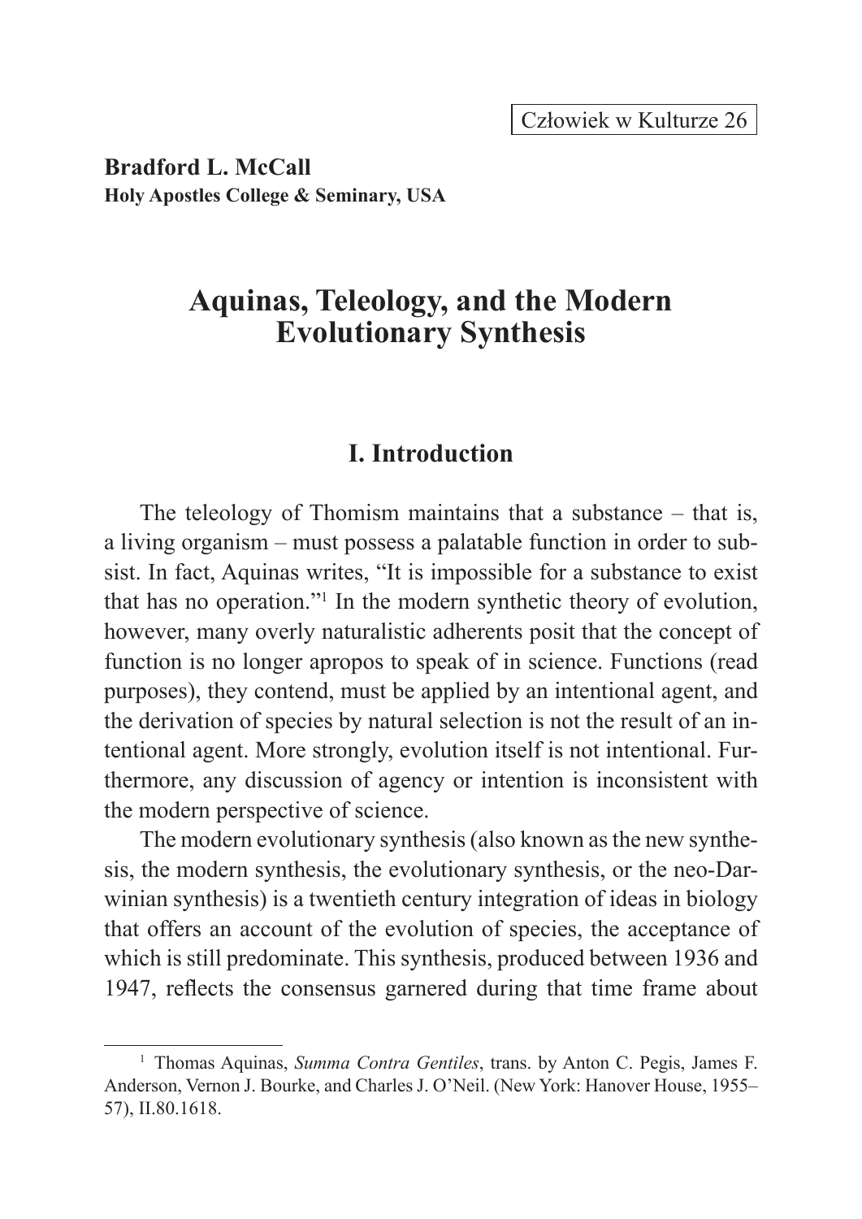**Bradford L. McCall**
**Holy Apostles College & Seminary, USA**

# Aquinas, Teleology, and the Modern Evolutionary Synthesis

## I. Introduction

The teleology of Thomism maintains that a substance – that is, a living organism – must possess a palatable function in order to subsist. In fact, Aquinas writes, "It is impossible for a substance to exist that has no operation."[1] In the modern synthetic theory of evolution, however, many overly naturalistic adherents posit that the concept of function is no longer apropos to speak of in science. Functions (read purposes), they contend, must be applied by an intentional agent, and the derivation of species by natural selection is not the result of an intentional agent. More strongly, evolution itself is not intentional. Furthermore, any discussion of agency or intention is inconsistent with the modern perspective of science.

The modern evolutionary synthesis (also known as the new synthesis, the modern synthesis, the evolutionary synthesis, or the neo-Darwinian synthesis) is a twentieth century integration of ideas in biology that offers an account of the evolution of species, the acceptance of which is still predominate. This synthesis, produced between 1936 and 1947, reflects the consensus garnered during that time frame about

[1] Thomas Aquinas, *Summa Contra Gentiles*, trans. by Anton C. Pegis, James F. Anderson, Vernon J. Bourke, and Charles J. O'Neil. (New York: Hanover House, 1955–57), II.80.1618.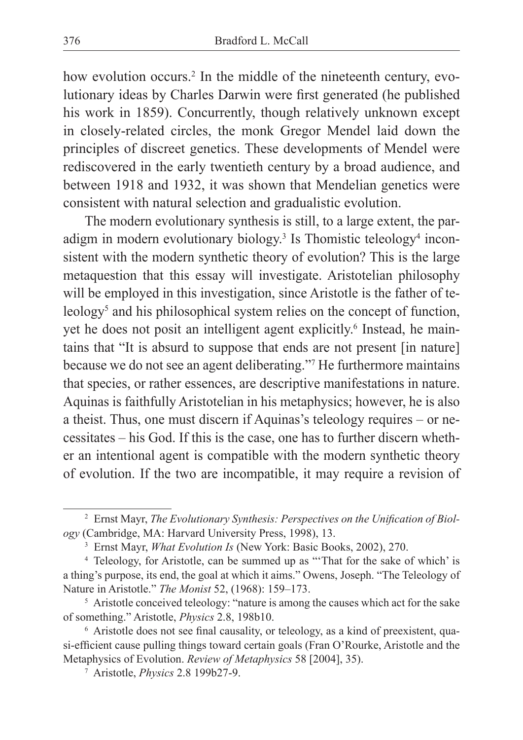how evolution occurs.[2] In the middle of the nineteenth century, evolutionary ideas by Charles Darwin were first generated (he published his work in 1859). Concurrently, though relatively unknown except in closely-related circles, the monk Gregor Mendel laid down the principles of discreet genetics. These developments of Mendel were rediscovered in the early twentieth century by a broad audience, and between 1918 and 1932, it was shown that Mendelian genetics were consistent with natural selection and gradualistic evolution.

The modern evolutionary synthesis is still, to a large extent, the paradigm in modern evolutionary biology.[3] Is Thomistic teleology[4] inconsistent with the modern synthetic theory of evolution? This is the large metaquestion that this essay will investigate. Aristotelian philosophy will be employed in this investigation, since Aristotle is the father of teleology[5] and his philosophical system relies on the concept of function, yet he does not posit an intelligent agent explicitly.[6] Instead, he maintains that "It is absurd to suppose that ends are not present [in nature] because we do not see an agent deliberating."[7] He furthermore maintains that species, or rather essences, are descriptive manifestations in nature. Aquinas is faithfully Aristotelian in his metaphysics; however, he is also a theist. Thus, one must discern if Aquinas's teleology requires – or necessitates – his God. If this is the case, one has to further discern whether an intentional agent is compatible with the modern synthetic theory of evolution. If the two are incompatible, it may require a revision of

[2] Ernst Mayr, *The Evolutionary Synthesis: Perspectives on the Unification of Biology* (Cambridge, MA: Harvard University Press, 1998), 13.

[3] Ernst Mayr, *What Evolution Is* (New York: Basic Books, 2002), 270.

[4] Teleology, for Aristotle, can be summed up as "'That for the sake of which' is a thing's purpose, its end, the goal at which it aims." Owens, Joseph. "The Teleology of Nature in Aristotle." *The Monist* 52, (1968): 159–173.

[5] Aristotle conceived teleology: "nature is among the causes which act for the sake of something." Aristotle, *Physics* 2.8, 198b10.

[6] Aristotle does not see final causality, or teleology, as a kind of preexistent, quasi-efficient cause pulling things toward certain goals (Fran O'Rourke, Aristotle and the Metaphysics of Evolution. *Review of Metaphysics* 58 [2004], 35).

[7] Aristotle, *Physics* 2.8 199b27-9.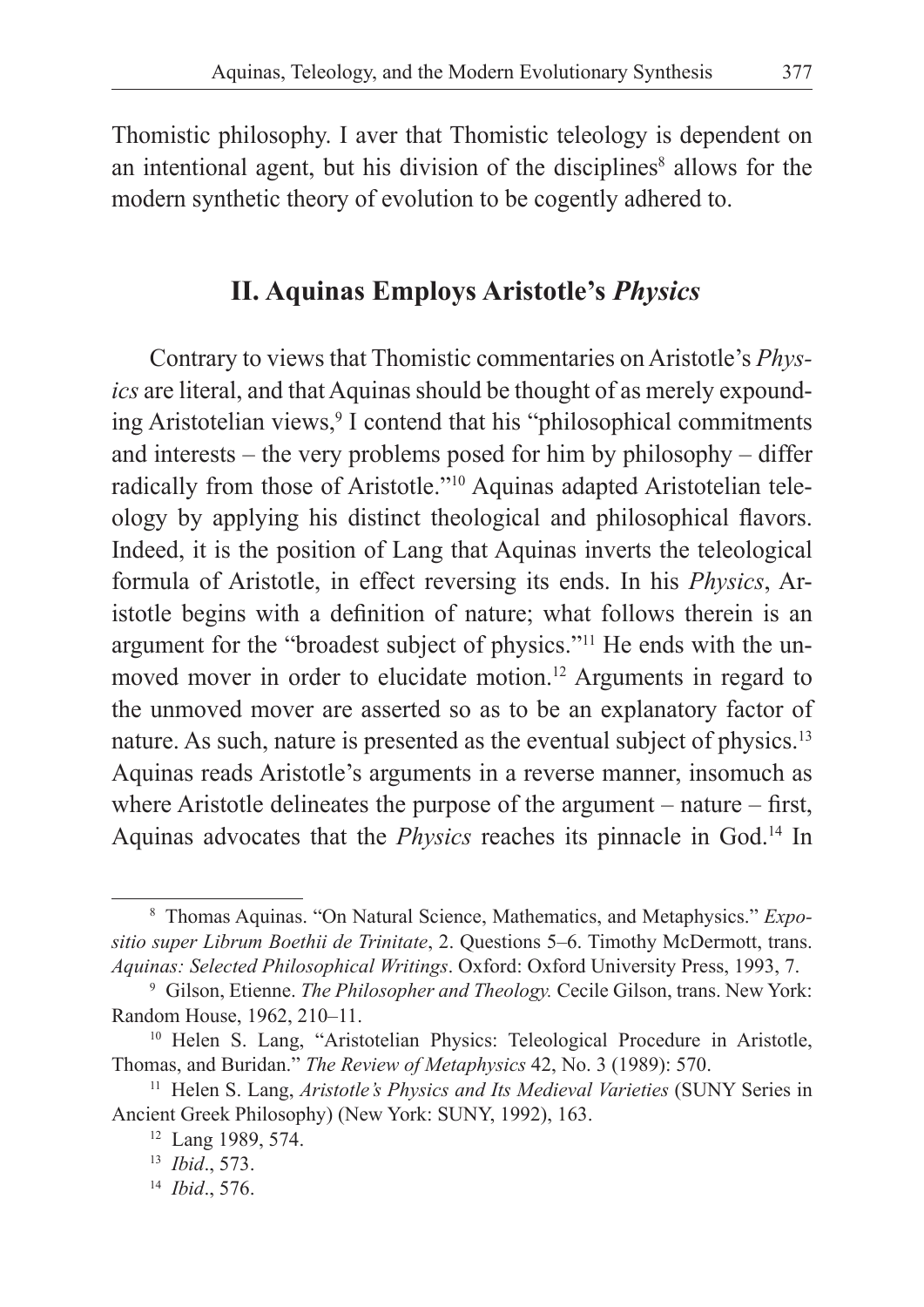Thomistic philosophy. I aver that Thomistic teleology is dependent on an intentional agent, but his division of the disciplines[8] allows for the modern synthetic theory of evolution to be cogently adhered to.

## II. Aquinas Employs Aristotle's *Physics*

Contrary to views that Thomistic commentaries on Aristotle's *Physics* are literal, and that Aquinas should be thought of as merely expounding Aristotelian views,[9] I contend that his "philosophical commitments and interests – the very problems posed for him by philosophy – differ radically from those of Aristotle."[10] Aquinas adapted Aristotelian teleology by applying his distinct theological and philosophical flavors. Indeed, it is the position of Lang that Aquinas inverts the teleological formula of Aristotle, in effect reversing its ends. In his *Physics*, Aristotle begins with a definition of nature; what follows therein is an argument for the "broadest subject of physics."[11] He ends with the unmoved mover in order to elucidate motion.[12] Arguments in regard to the unmoved mover are asserted so as to be an explanatory factor of nature. As such, nature is presented as the eventual subject of physics.[13] Aquinas reads Aristotle's arguments in a reverse manner, insomuch as where Aristotle delineates the purpose of the argument – nature – first, Aquinas advocates that the *Physics* reaches its pinnacle in God.[14] In

---

[8] Thomas Aquinas. "On Natural Science, Mathematics, and Metaphysics." *Expositio super Librum Boethii de Trinitate*, 2. Questions 5–6. Timothy McDermott, trans. *Aquinas: Selected Philosophical Writings*. Oxford: Oxford University Press, 1993, 7.

[9] Gilson, Etienne. *The Philosopher and Theology.* Cecile Gilson, trans. New York: Random House, 1962, 210–11.

[10] Helen S. Lang, "Aristotelian Physics: Teleological Procedure in Aristotle, Thomas, and Buridan." *The Review of Metaphysics* 42, No. 3 (1989): 570.

[11] Helen S. Lang, *Aristotle's Physics and Its Medieval Varieties* (SUNY Series in Ancient Greek Philosophy) (New York: SUNY, 1992), 163.

[12] Lang 1989, 574.

[13] *Ibid*., 573.

[14] *Ibid*., 576.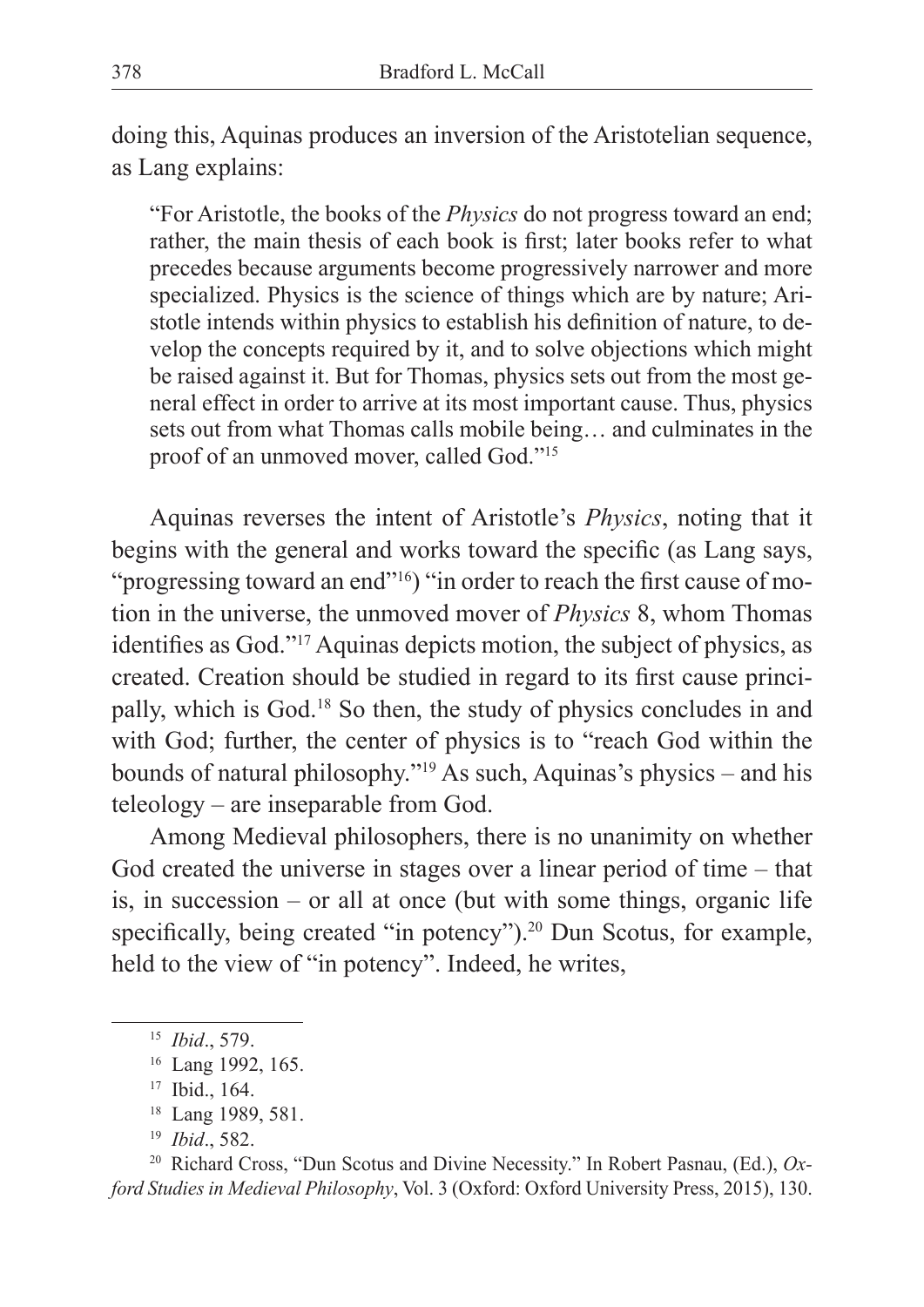doing this, Aquinas produces an inversion of the Aristotelian sequence, as Lang explains:

> "For Aristotle, the books of the *Physics* do not progress toward an end; rather, the main thesis of each book is first; later books refer to what precedes because arguments become progressively narrower and more specialized. Physics is the science of things which are by nature; Aristotle intends within physics to establish his definition of nature, to develop the concepts required by it, and to solve objections which might be raised against it. But for Thomas, physics sets out from the most general effect in order to arrive at its most important cause. Thus, physics sets out from what Thomas calls mobile being… and culminates in the proof of an unmoved mover, called God."[15]

Aquinas reverses the intent of Aristotle's *Physics*, noting that it begins with the general and works toward the specific (as Lang says, "progressing toward an end"[16]) "in order to reach the first cause of motion in the universe, the unmoved mover of *Physics* 8, whom Thomas identifies as God."[17] Aquinas depicts motion, the subject of physics, as created. Creation should be studied in regard to its first cause principally, which is God.[18] So then, the study of physics concludes in and with God; further, the center of physics is to "reach God within the bounds of natural philosophy."[19] As such, Aquinas's physics – and his teleology – are inseparable from God.

Among Medieval philosophers, there is no unanimity on whether God created the universe in stages over a linear period of time – that is, in succession – or all at once (but with some things, organic life specifically, being created "in potency").[20] Dun Scotus, for example, held to the view of "in potency". Indeed, he writes,

---

[15] *Ibid*., 579.

[16] Lang 1992, 165.

[17] Ibid., 164.

[18] Lang 1989, 581.

[19] *Ibid*., 582.

[20] Richard Cross, "Dun Scotus and Divine Necessity." In Robert Pasnau, (Ed.), *Oxford Studies in Medieval Philosophy*, Vol. 3 (Oxford: Oxford University Press, 2015), 130.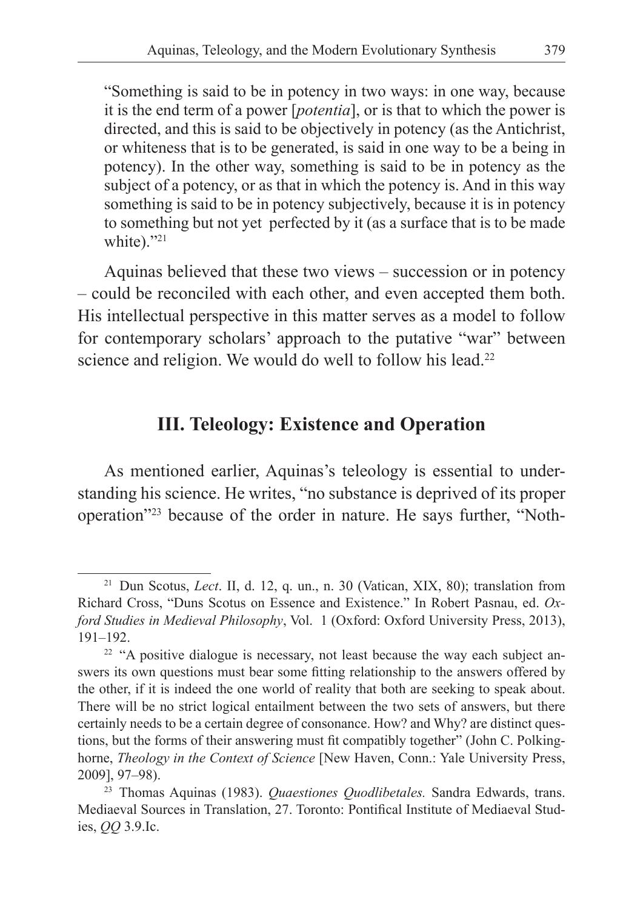"Something is said to be in potency in two ways: in one way, because it is the end term of a power [*potentia*], or is that to which the power is directed, and this is said to be objectively in potency (as the Antichrist, or whiteness that is to be generated, is said in one way to be a being in potency). In the other way, something is said to be in potency as the subject of a potency, or as that in which the potency is. And in this way something is said to be in potency subjectively, because it is in potency to something but not yet perfected by it (as a surface that is to be made white)."[21]

Aquinas believed that these two views – succession or in potency – could be reconciled with each other, and even accepted them both. His intellectual perspective in this matter serves as a model to follow for contemporary scholars' approach to the putative "war" between science and religion. We would do well to follow his lead.[22]

## III. Teleology: Existence and Operation

As mentioned earlier, Aquinas's teleology is essential to understanding his science. He writes, "no substance is deprived of its proper operation"[23] because of the order in nature. He says further, "Noth-

---

[21] Dun Scotus, *Lect*. II, d. 12, q. un., n. 30 (Vatican, XIX, 80); translation from Richard Cross, "Duns Scotus on Essence and Existence." In Robert Pasnau, ed. *Oxford Studies in Medieval Philosophy*, Vol. 1 (Oxford: Oxford University Press, 2013), 191–192.

[22] "A positive dialogue is necessary, not least because the way each subject answers its own questions must bear some fitting relationship to the answers offered by the other, if it is indeed the one world of reality that both are seeking to speak about. There will be no strict logical entailment between the two sets of answers, but there certainly needs to be a certain degree of consonance. How? and Why? are distinct questions, but the forms of their answering must fit compatibly together" (John C. Polkinghorne, *Theology in the Context of Science* [New Haven, Conn.: Yale University Press, 2009], 97–98).

[23] Thomas Aquinas (1983). *Quaestiones Quodlibetales.* Sandra Edwards, trans. Mediaeval Sources in Translation, 27. Toronto: Pontifical Institute of Mediaeval Studies, *QQ* 3.9.Ic.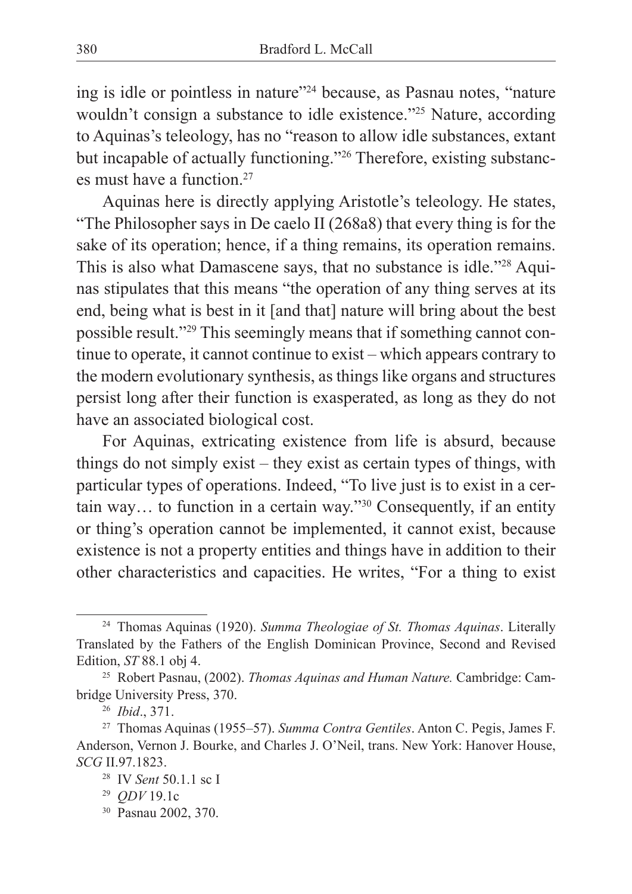ing is idle or pointless in nature"[24] because, as Pasnau notes, "nature wouldn't consign a substance to idle existence."[25] Nature, according to Aquinas's teleology, has no "reason to allow idle substances, extant but incapable of actually functioning."[26] Therefore, existing substances must have a function.[27]

Aquinas here is directly applying Aristotle's teleology. He states, "The Philosopher says in De caelo II (268a8) that every thing is for the sake of its operation; hence, if a thing remains, its operation remains. This is also what Damascene says, that no substance is idle."[28] Aquinas stipulates that this means "the operation of any thing serves at its end, being what is best in it [and that] nature will bring about the best possible result."[29] This seemingly means that if something cannot continue to operate, it cannot continue to exist – which appears contrary to the modern evolutionary synthesis, as things like organs and structures persist long after their function is exasperated, as long as they do not have an associated biological cost.

For Aquinas, extricating existence from life is absurd, because things do not simply exist – they exist as certain types of things, with particular types of operations. Indeed, "To live just is to exist in a certain way… to function in a certain way."[30] Consequently, if an entity or thing's operation cannot be implemented, it cannot exist, because existence is not a property entities and things have in addition to their other characteristics and capacities. He writes, "For a thing to exist

---

[24] Thomas Aquinas (1920). *Summa Theologiae of St. Thomas Aquinas*. Literally Translated by the Fathers of the English Dominican Province, Second and Revised Edition, *ST* 88.1 obj 4.

[25] Robert Pasnau, (2002). *Thomas Aquinas and Human Nature.* Cambridge: Cambridge University Press, 370.

[26] *Ibid*., 371.

[27] Thomas Aquinas (1955–57). *Summa Contra Gentiles*. Anton C. Pegis, James F. Anderson, Vernon J. Bourke, and Charles J. O'Neil, trans. New York: Hanover House, *SCG* II.97.1823.

[28] IV *Sent* 50.1.1 sc I

[29] *QDV* 19.1c

[30] Pasnau 2002, 370.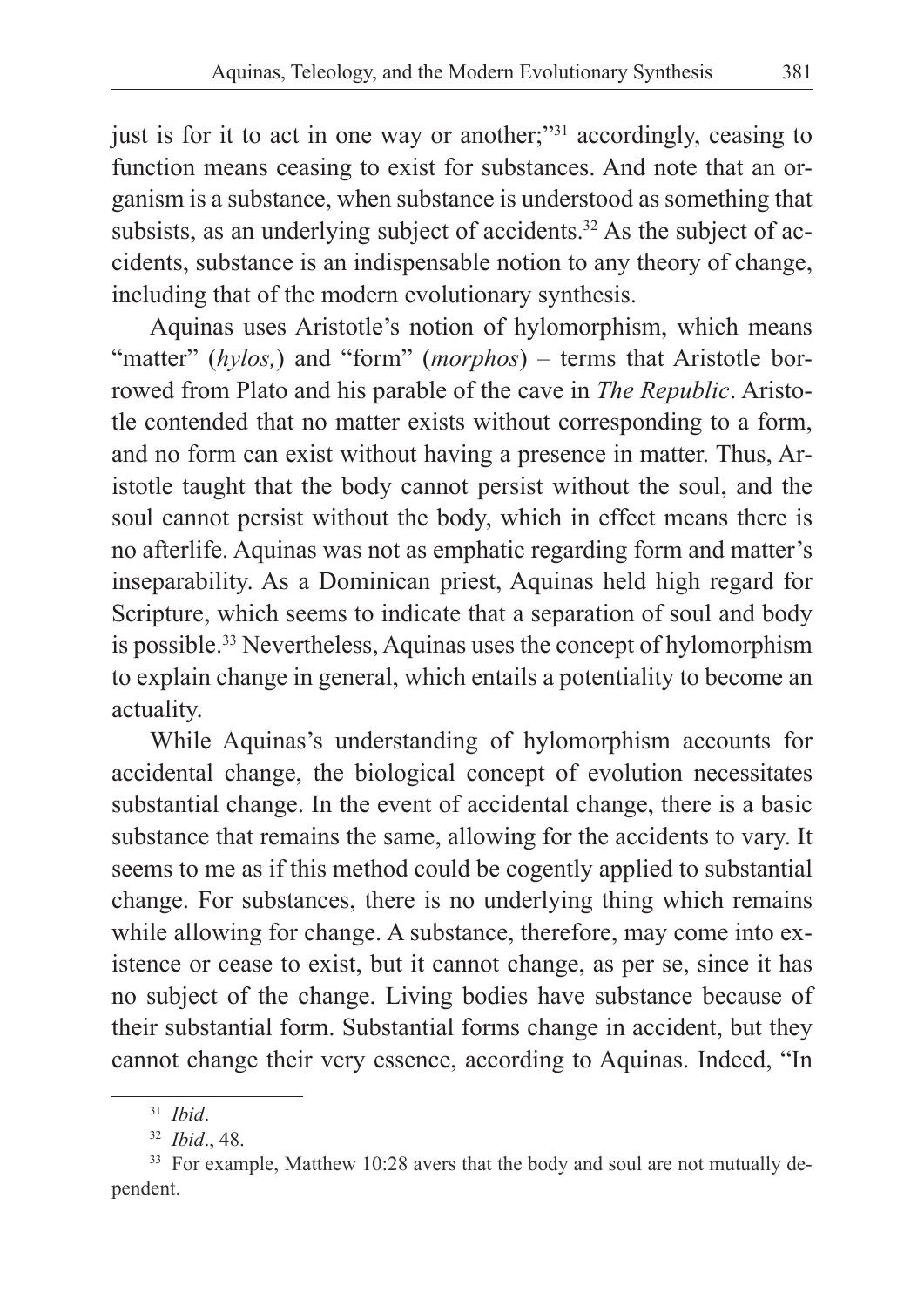just is for it to act in one way or another;"[31] accordingly, ceasing to function means ceasing to exist for substances. And note that an organism is a substance, when substance is understood as something that subsists, as an underlying subject of accidents.[32] As the subject of accidents, substance is an indispensable notion to any theory of change, including that of the modern evolutionary synthesis.

Aquinas uses Aristotle's notion of hylomorphism, which means "matter" (*hylos,*) and "form" (*morphos*) – terms that Aristotle borrowed from Plato and his parable of the cave in *The Republic*. Aristotle contended that no matter exists without corresponding to a form, and no form can exist without having a presence in matter. Thus, Aristotle taught that the body cannot persist without the soul, and the soul cannot persist without the body, which in effect means there is no afterlife. Aquinas was not as emphatic regarding form and matter's inseparability. As a Dominican priest, Aquinas held high regard for Scripture, which seems to indicate that a separation of soul and body is possible.[33] Nevertheless, Aquinas uses the concept of hylomorphism to explain change in general, which entails a potentiality to become an actuality.

While Aquinas's understanding of hylomorphism accounts for accidental change, the biological concept of evolution necessitates substantial change. In the event of accidental change, there is a basic substance that remains the same, allowing for the accidents to vary. It seems to me as if this method could be cogently applied to substantial change. For substances, there is no underlying thing which remains while allowing for change. A substance, therefore, may come into existence or cease to exist, but it cannot change, as per se, since it has no subject of the change. Living bodies have substance because of their substantial form. Substantial forms change in accident, but they cannot change their very essence, according to Aquinas. Indeed, "In

---

[31] *Ibid*.

[32] *Ibid*., 48.

[33] For example, Matthew 10:28 avers that the body and soul are not mutually dependent.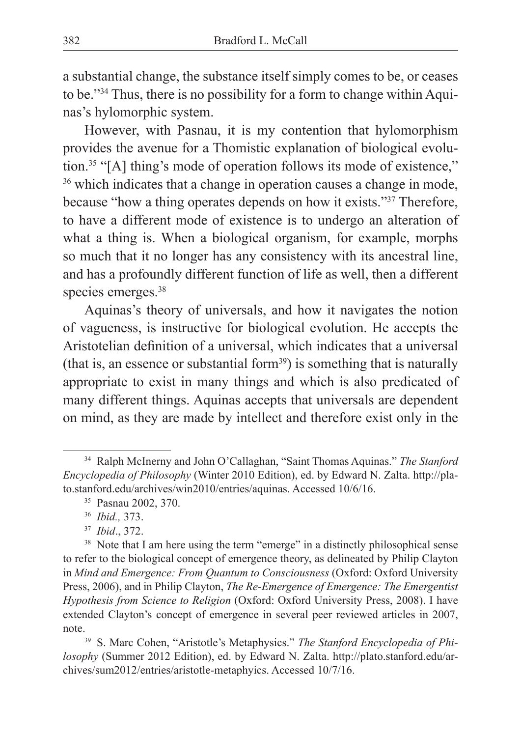a substantial change, the substance itself simply comes to be, or ceases to be."[34] Thus, there is no possibility for a form to change within Aquinas's hylomorphic system.

However, with Pasnau, it is my contention that hylomorphism provides the avenue for a Thomistic explanation of biological evolution.[35] "[A] thing's mode of operation follows its mode of existence," [36] which indicates that a change in operation causes a change in mode, because "how a thing operates depends on how it exists."[37] Therefore, to have a different mode of existence is to undergo an alteration of what a thing is. When a biological organism, for example, morphs so much that it no longer has any consistency with its ancestral line, and has a profoundly different function of life as well, then a different species emerges.[38]

Aquinas's theory of universals, and how it navigates the notion of vagueness, is instructive for biological evolution. He accepts the Aristotelian definition of a universal, which indicates that a universal (that is, an essence or substantial form[39]) is something that is naturally appropriate to exist in many things and which is also predicated of many different things. Aquinas accepts that universals are dependent on mind, as they are made by intellect and therefore exist only in the

---

[34] Ralph McInerny and John O'Callaghan, "Saint Thomas Aquinas." *The Stanford Encyclopedia of Philosophy* (Winter 2010 Edition), ed. by Edward N. Zalta. http://plato.stanford.edu/archives/win2010/entries/aquinas. Accessed 10/6/16.

[35] Pasnau 2002, 370.

[36] *Ibid.,* 373.

[37] *Ibid*., 372.

[38] Note that I am here using the term "emerge" in a distinctly philosophical sense to refer to the biological concept of emergence theory, as delineated by Philip Clayton in *Mind and Emergence: From Quantum to Consciousness* (Oxford: Oxford University Press, 2006), and in Philip Clayton, *The Re-Emergence of Emergence: The Emergentist Hypothesis from Science to Religion* (Oxford: Oxford University Press, 2008). I have extended Clayton's concept of emergence in several peer reviewed articles in 2007, note.

[39] S. Marc Cohen, "Aristotle's Metaphysics." *The Stanford Encyclopedia of Philosophy* (Summer 2012 Edition), ed. by Edward N. Zalta. http://plato.stanford.edu/archives/sum2012/entries/aristotle-metaphyics. Accessed 10/7/16.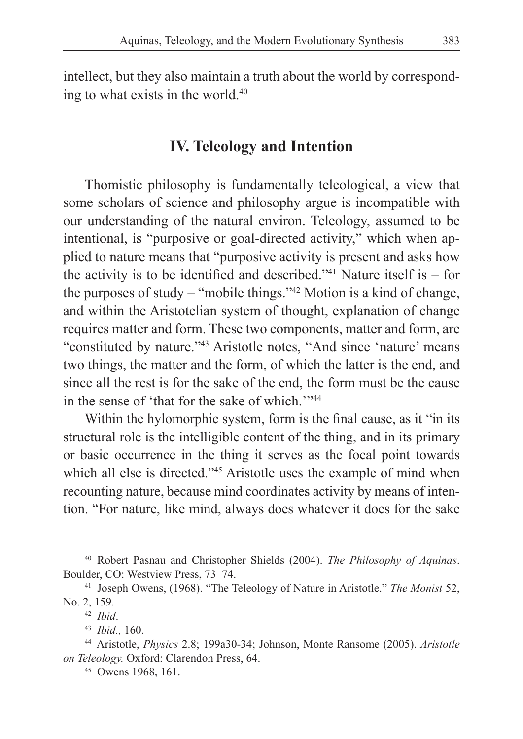intellect, but they also maintain a truth about the world by corresponding to what exists in the world.[40]

## IV. Teleology and Intention

Thomistic philosophy is fundamentally teleological, a view that some scholars of science and philosophy argue is incompatible with our understanding of the natural environ. Teleology, assumed to be intentional, is "purposive or goal-directed activity," which when applied to nature means that "purposive activity is present and asks how the activity is to be identified and described."[41] Nature itself is – for the purposes of study – "mobile things."[42] Motion is a kind of change, and within the Aristotelian system of thought, explanation of change requires matter and form. These two components, matter and form, are "constituted by nature."[43] Aristotle notes, "And since 'nature' means two things, the matter and the form, of which the latter is the end, and since all the rest is for the sake of the end, the form must be the cause in the sense of 'that for the sake of which.'"[44]

Within the hylomorphic system, form is the final cause, as it "in its structural role is the intelligible content of the thing, and in its primary or basic occurrence in the thing it serves as the focal point towards which all else is directed."[45] Aristotle uses the example of mind when recounting nature, because mind coordinates activity by means of intention. "For nature, like mind, always does whatever it does for the sake

---

[40] Robert Pasnau and Christopher Shields (2004). *The Philosophy of Aquinas*. Boulder, CO: Westview Press, 73–74.

[41] Joseph Owens, (1968). "The Teleology of Nature in Aristotle." *The Monist* 52, No. 2, 159.

[42] *Ibid*.

[43] *Ibid.,* 160.

[44] Aristotle, *Physics* 2.8; 199a30-34; Johnson, Monte Ransome (2005). *Aristotle on Teleology.* Oxford: Clarendon Press, 64.

[45] Owens 1968, 161.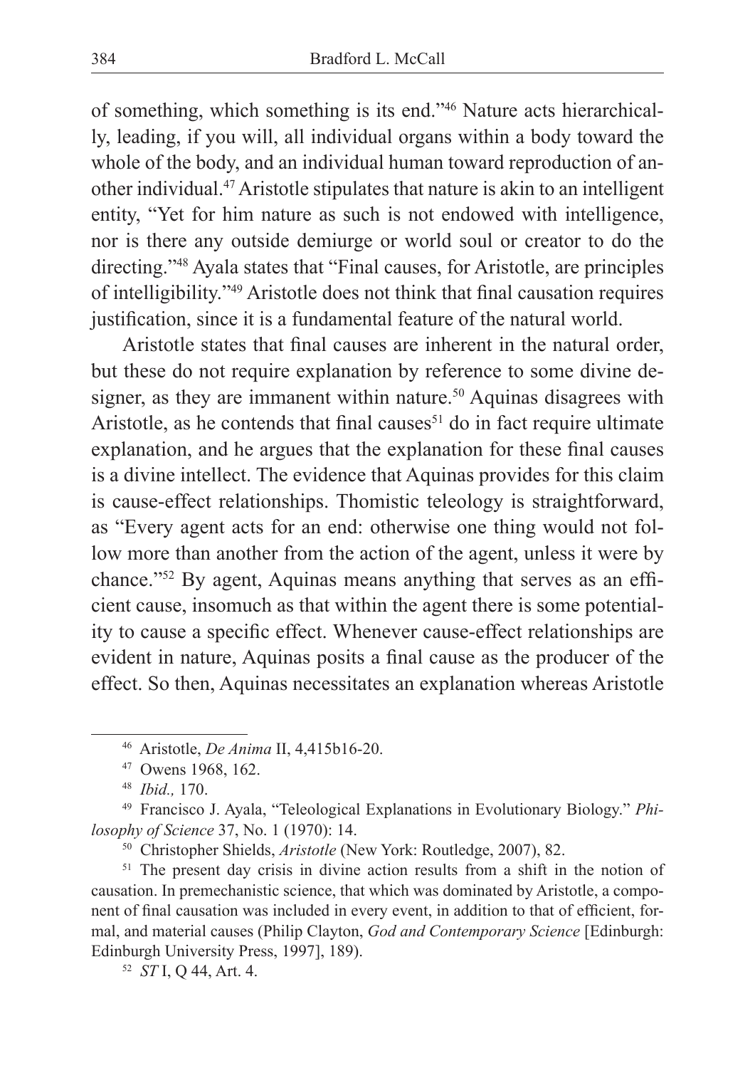of something, which something is its end."[46] Nature acts hierarchically, leading, if you will, all individual organs within a body toward the whole of the body, and an individual human toward reproduction of another individual.[47] Aristotle stipulates that nature is akin to an intelligent entity, "Yet for him nature as such is not endowed with intelligence, nor is there any outside demiurge or world soul or creator to do the directing."[48] Ayala states that "Final causes, for Aristotle, are principles of intelligibility."[49] Aristotle does not think that final causation requires justification, since it is a fundamental feature of the natural world.

Aristotle states that final causes are inherent in the natural order, but these do not require explanation by reference to some divine designer, as they are immanent within nature.[50] Aquinas disagrees with Aristotle, as he contends that final causes[51] do in fact require ultimate explanation, and he argues that the explanation for these final causes is a divine intellect. The evidence that Aquinas provides for this claim is cause-effect relationships. Thomistic teleology is straightforward, as "Every agent acts for an end: otherwise one thing would not follow more than another from the action of the agent, unless it were by chance."[52] By agent, Aquinas means anything that serves as an efficient cause, insomuch as that within the agent there is some potentiality to cause a specific effect. Whenever cause-effect relationships are evident in nature, Aquinas posits a final cause as the producer of the effect. So then, Aquinas necessitates an explanation whereas Aristotle

---

[46] Aristotle, *De Anima* II, 4,415b16-20.

[47] Owens 1968, 162.

[48] *Ibid.,* 170.

[49] Francisco J. Ayala, "Teleological Explanations in Evolutionary Biology." *Philosophy of Science* 37, No. 1 (1970): 14.

[50] Christopher Shields, *Aristotle* (New York: Routledge, 2007), 82.

[51] The present day crisis in divine action results from a shift in the notion of causation. In premechanistic science, that which was dominated by Aristotle, a component of final causation was included in every event, in addition to that of efficient, formal, and material causes (Philip Clayton, *God and Contemporary Science* [Edinburgh: Edinburgh University Press, 1997], 189).

[52] *ST* I, Q 44, Art. 4.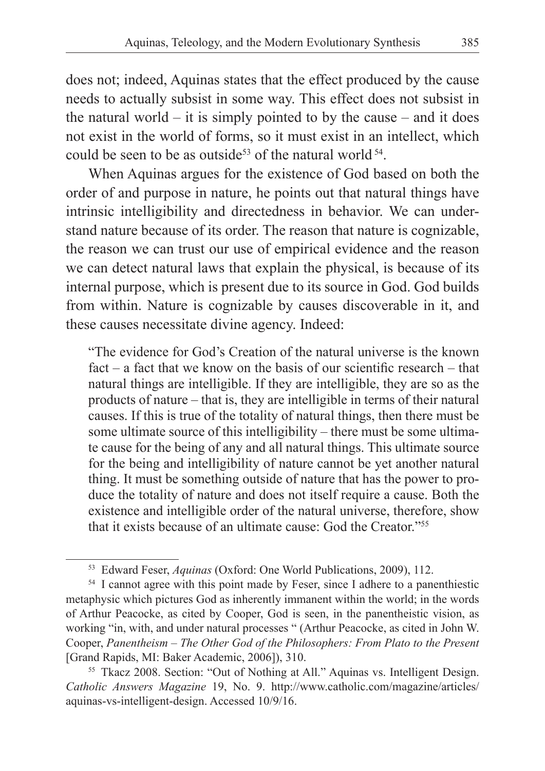does not; indeed, Aquinas states that the effect produced by the cause needs to actually subsist in some way. This effect does not subsist in the natural world – it is simply pointed to by the cause – and it does not exist in the world of forms, so it must exist in an intellect, which could be seen to be as outside[53] of the natural world[54].

When Aquinas argues for the existence of God based on both the order of and purpose in nature, he points out that natural things have intrinsic intelligibility and directedness in behavior. We can understand nature because of its order. The reason that nature is cognizable, the reason we can trust our use of empirical evidence and the reason we can detect natural laws that explain the physical, is because of its internal purpose, which is present due to its source in God. God builds from within. Nature is cognizable by causes discoverable in it, and these causes necessitate divine agency. Indeed:

> "The evidence for God's Creation of the natural universe is the known fact – a fact that we know on the basis of our scientific research – that natural things are intelligible. If they are intelligible, they are so as the products of nature – that is, they are intelligible in terms of their natural causes. If this is true of the totality of natural things, then there must be some ultimate source of this intelligibility – there must be some ultimate cause for the being of any and all natural things. This ultimate source for the being and intelligibility of nature cannot be yet another natural thing. It must be something outside of nature that has the power to produce the totality of nature and does not itself require a cause. Both the existence and intelligible order of the natural universe, therefore, show that it exists because of an ultimate cause: God the Creator."[55]

---

[53] Edward Feser, *Aquinas* (Oxford: One World Publications, 2009), 112.

[54] I cannot agree with this point made by Feser, since I adhere to a panenthiestic metaphysic which pictures God as inherently immanent within the world; in the words of Arthur Peacocke, as cited by Cooper, God is seen, in the panentheistic vision, as working "in, with, and under natural processes " (Arthur Peacocke, as cited in John W. Cooper, *Panentheism – The Other God of the Philosophers: From Plato to the Present* [Grand Rapids, MI: Baker Academic, 2006]), 310.

[55] Tkacz 2008. Section: "Out of Nothing at All." Aquinas vs. Intelligent Design. *Catholic Answers Magazine* 19, No. 9. http://www.catholic.com/magazine/articles/aquinas-vs-intelligent-design. Accessed 10/9/16.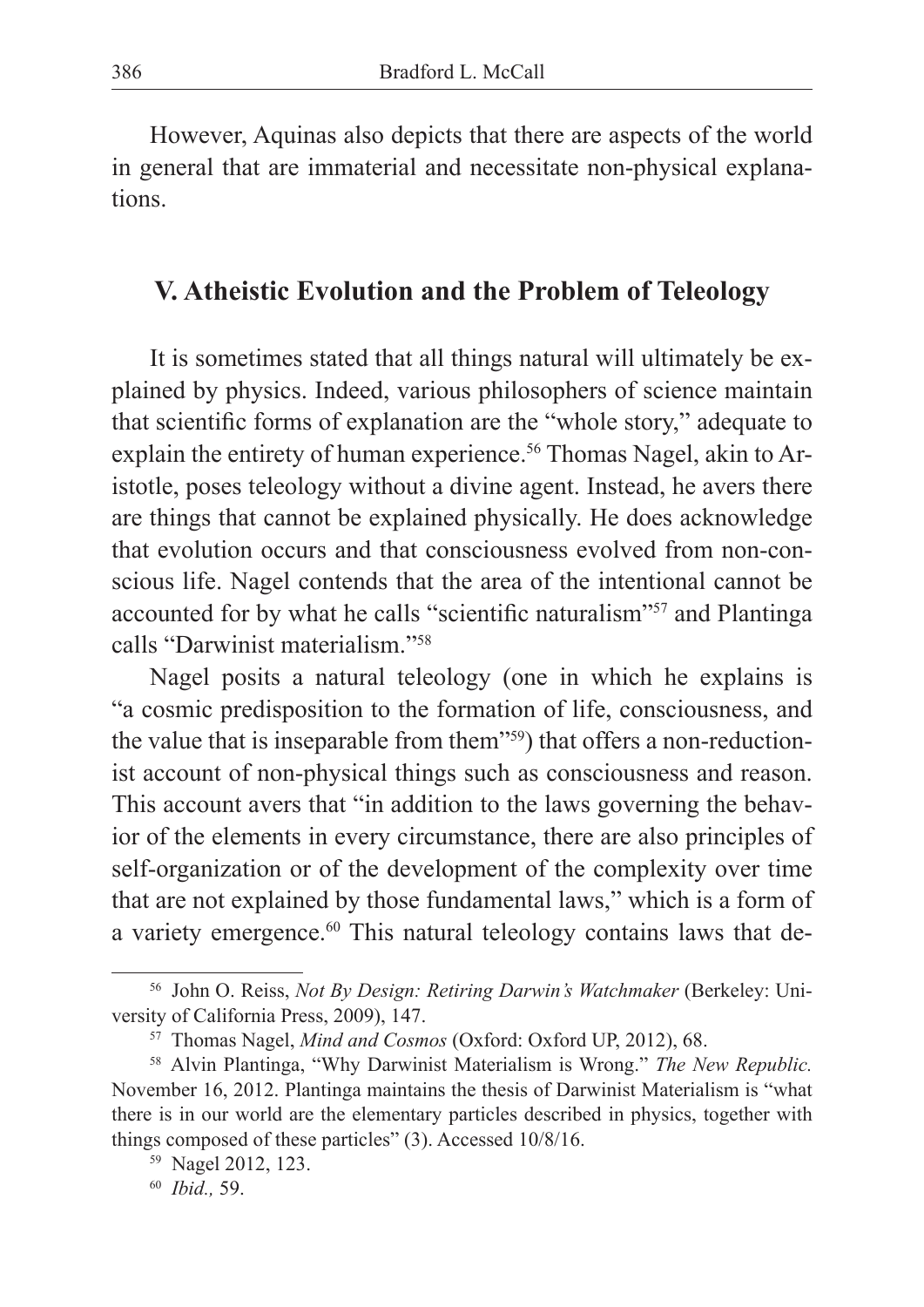However, Aquinas also depicts that there are aspects of the world in general that are immaterial and necessitate non-physical explanations.

## V. Atheistic Evolution and the Problem of Teleology

It is sometimes stated that all things natural will ultimately be explained by physics. Indeed, various philosophers of science maintain that scientific forms of explanation are the "whole story," adequate to explain the entirety of human experience.[56] Thomas Nagel, akin to Aristotle, poses teleology without a divine agent. Instead, he avers there are things that cannot be explained physically. He does acknowledge that evolution occurs and that consciousness evolved from non-conscious life. Nagel contends that the area of the intentional cannot be accounted for by what he calls "scientific naturalism"[57] and Plantinga calls "Darwinist materialism."[58]

Nagel posits a natural teleology (one in which he explains is "a cosmic predisposition to the formation of life, consciousness, and the value that is inseparable from them"[59]) that offers a non-reductionist account of non-physical things such as consciousness and reason. This account avers that "in addition to the laws governing the behavior of the elements in every circumstance, there are also principles of self-organization or of the development of the complexity over time that are not explained by those fundamental laws," which is a form of a variety emergence.[60] This natural teleology contains laws that de-

---

[56] John O. Reiss, *Not By Design: Retiring Darwin's Watchmaker* (Berkeley: University of California Press, 2009), 147.

[57] Thomas Nagel, *Mind and Cosmos* (Oxford: Oxford UP, 2012), 68.

[58] Alvin Plantinga, "Why Darwinist Materialism is Wrong." *The New Republic.* November 16, 2012. Plantinga maintains the thesis of Darwinist Materialism is "what there is in our world are the elementary particles described in physics, together with things composed of these particles" (3). Accessed 10/8/16.

[59] Nagel 2012, 123.

[60] *Ibid.,* 59.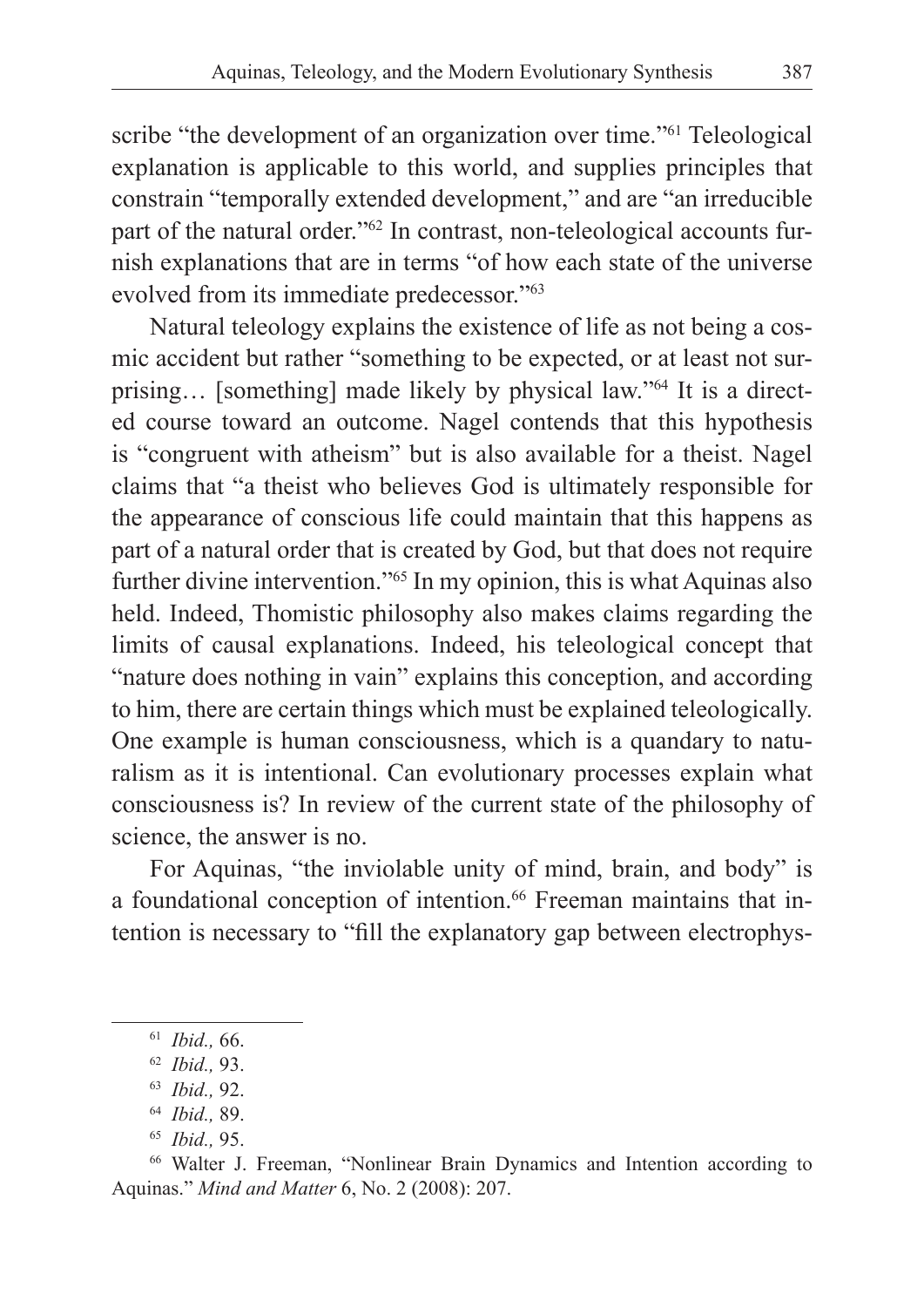scribe "the development of an organization over time."[61] Teleological explanation is applicable to this world, and supplies principles that constrain "temporally extended development," and are "an irreducible part of the natural order."[62] In contrast, non-teleological accounts furnish explanations that are in terms "of how each state of the universe evolved from its immediate predecessor."[63]

Natural teleology explains the existence of life as not being a cosmic accident but rather "something to be expected, or at least not surprising… [something] made likely by physical law."[64] It is a directed course toward an outcome. Nagel contends that this hypothesis is "congruent with atheism" but is also available for a theist. Nagel claims that "a theist who believes God is ultimately responsible for the appearance of conscious life could maintain that this happens as part of a natural order that is created by God, but that does not require further divine intervention."[65] In my opinion, this is what Aquinas also held. Indeed, Thomistic philosophy also makes claims regarding the limits of causal explanations. Indeed, his teleological concept that "nature does nothing in vain" explains this conception, and according to him, there are certain things which must be explained teleologically. One example is human consciousness, which is a quandary to naturalism as it is intentional. Can evolutionary processes explain what consciousness is? In review of the current state of the philosophy of science, the answer is no.

For Aquinas, "the inviolable unity of mind, brain, and body" is a foundational conception of intention.[66] Freeman maintains that intention is necessary to "fill the explanatory gap between electrophys-

---

[61] *Ibid.,* 66.

[62] *Ibid.,* 93.

[63] *Ibid.,* 92.

[64] *Ibid.,* 89.

[65] *Ibid.,* 95.

[66] Walter J. Freeman, "Nonlinear Brain Dynamics and Intention according to Aquinas." *Mind and Matter* 6, No. 2 (2008): 207.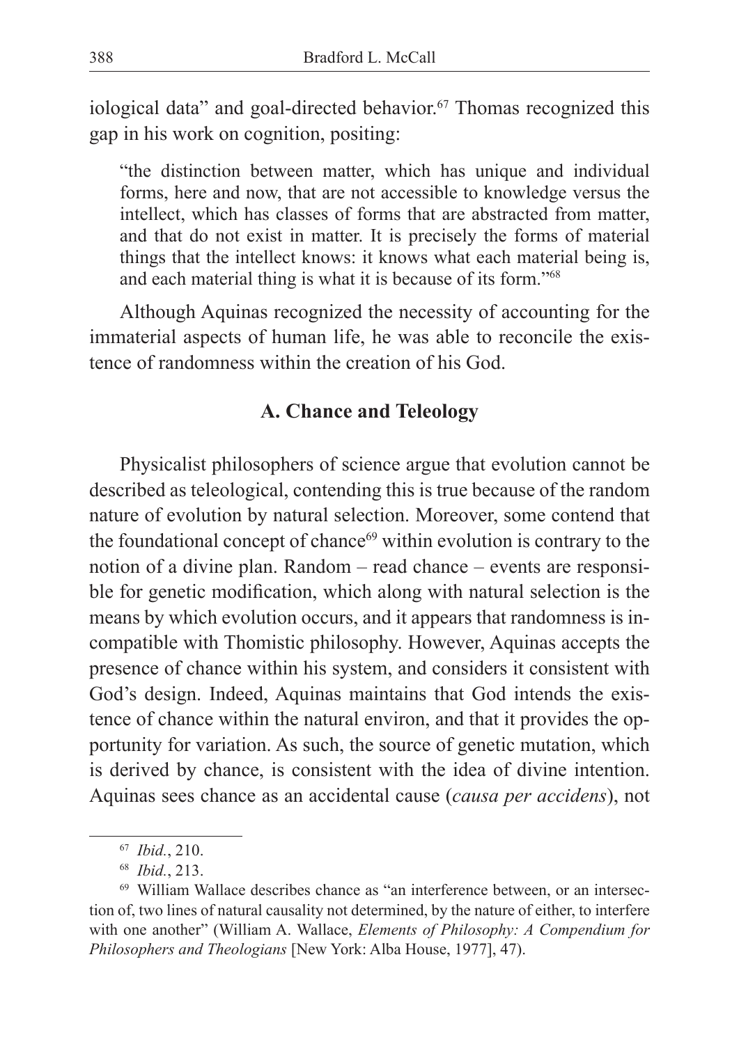iological data" and goal-directed behavior.[67] Thomas recognized this gap in his work on cognition, positing:

> "the distinction between matter, which has unique and individual forms, here and now, that are not accessible to knowledge versus the intellect, which has classes of forms that are abstracted from matter, and that do not exist in matter. It is precisely the forms of material things that the intellect knows: it knows what each material being is, and each material thing is what it is because of its form."[68]

Although Aquinas recognized the necessity of accounting for the immaterial aspects of human life, he was able to reconcile the existence of randomness within the creation of his God.

## A. Chance and Teleology

Physicalist philosophers of science argue that evolution cannot be described as teleological, contending this is true because of the random nature of evolution by natural selection. Moreover, some contend that the foundational concept of chance[69] within evolution is contrary to the notion of a divine plan. Random – read chance – events are responsible for genetic modification, which along with natural selection is the means by which evolution occurs, and it appears that randomness is incompatible with Thomistic philosophy. However, Aquinas accepts the presence of chance within his system, and considers it consistent with God's design. Indeed, Aquinas maintains that God intends the existence of chance within the natural environ, and that it provides the opportunity for variation. As such, the source of genetic mutation, which is derived by chance, is consistent with the idea of divine intention. Aquinas sees chance as an accidental cause (*causa per accidens*), not

---

[67] *Ibid.*, 210.

[68] *Ibid.*, 213.

[69] William Wallace describes chance as "an interference between, or an intersection of, two lines of natural causality not determined, by the nature of either, to interfere with one another" (William A. Wallace, *Elements of Philosophy: A Compendium for Philosophers and Theologians* [New York: Alba House, 1977], 47).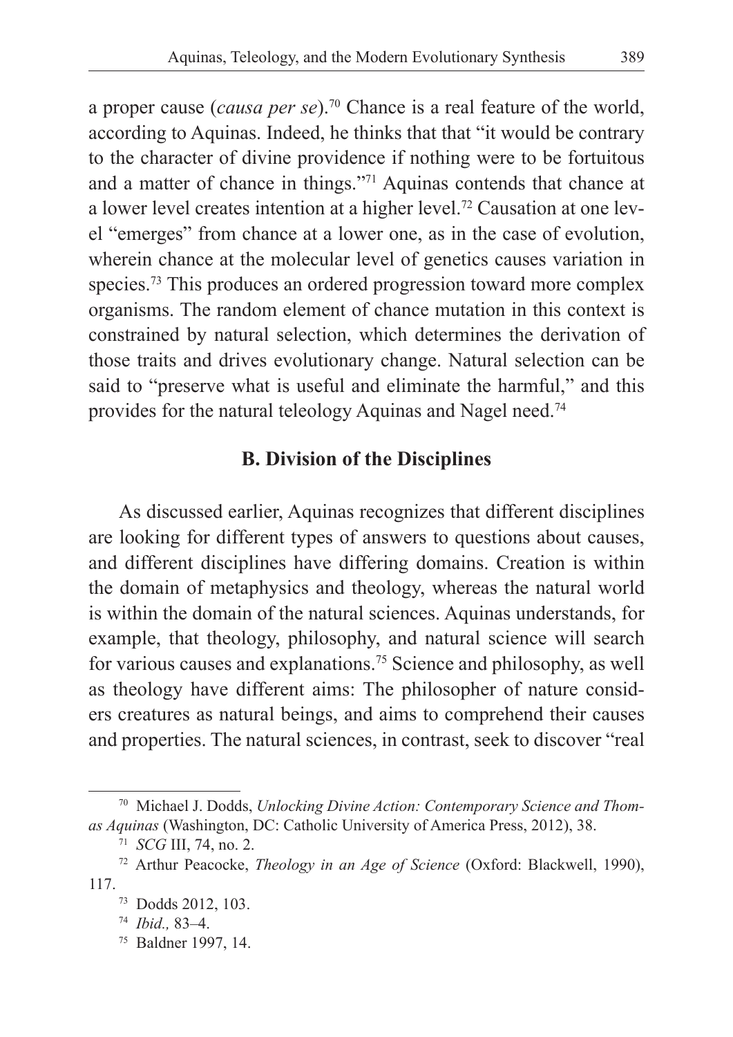a proper cause (*causa per se*).[70] Chance is a real feature of the world, according to Aquinas. Indeed, he thinks that that "it would be contrary to the character of divine providence if nothing were to be fortuitous and a matter of chance in things."[71] Aquinas contends that chance at a lower level creates intention at a higher level.[72] Causation at one level "emerges" from chance at a lower one, as in the case of evolution, wherein chance at the molecular level of genetics causes variation in species.[73] This produces an ordered progression toward more complex organisms. The random element of chance mutation in this context is constrained by natural selection, which determines the derivation of those traits and drives evolutionary change. Natural selection can be said to "preserve what is useful and eliminate the harmful," and this provides for the natural teleology Aquinas and Nagel need.[74]

### B. Division of the Disciplines

As discussed earlier, Aquinas recognizes that different disciplines are looking for different types of answers to questions about causes, and different disciplines have differing domains. Creation is within the domain of metaphysics and theology, whereas the natural world is within the domain of the natural sciences. Aquinas understands, for example, that theology, philosophy, and natural science will search for various causes and explanations.[75] Science and philosophy, as well as theology have different aims: The philosopher of nature considers creatures as natural beings, and aims to comprehend their causes and properties. The natural sciences, in contrast, seek to discover "real

---

[70] Michael J. Dodds, *Unlocking Divine Action: Contemporary Science and Thomas Aquinas* (Washington, DC: Catholic University of America Press, 2012), 38.

[71] *SCG* III, 74, no. 2.

[72] Arthur Peacocke, *Theology in an Age of Science* (Oxford: Blackwell, 1990), 117.

[73] Dodds 2012, 103.

[74] *Ibid.,* 83–4.

[75] Baldner 1997, 14.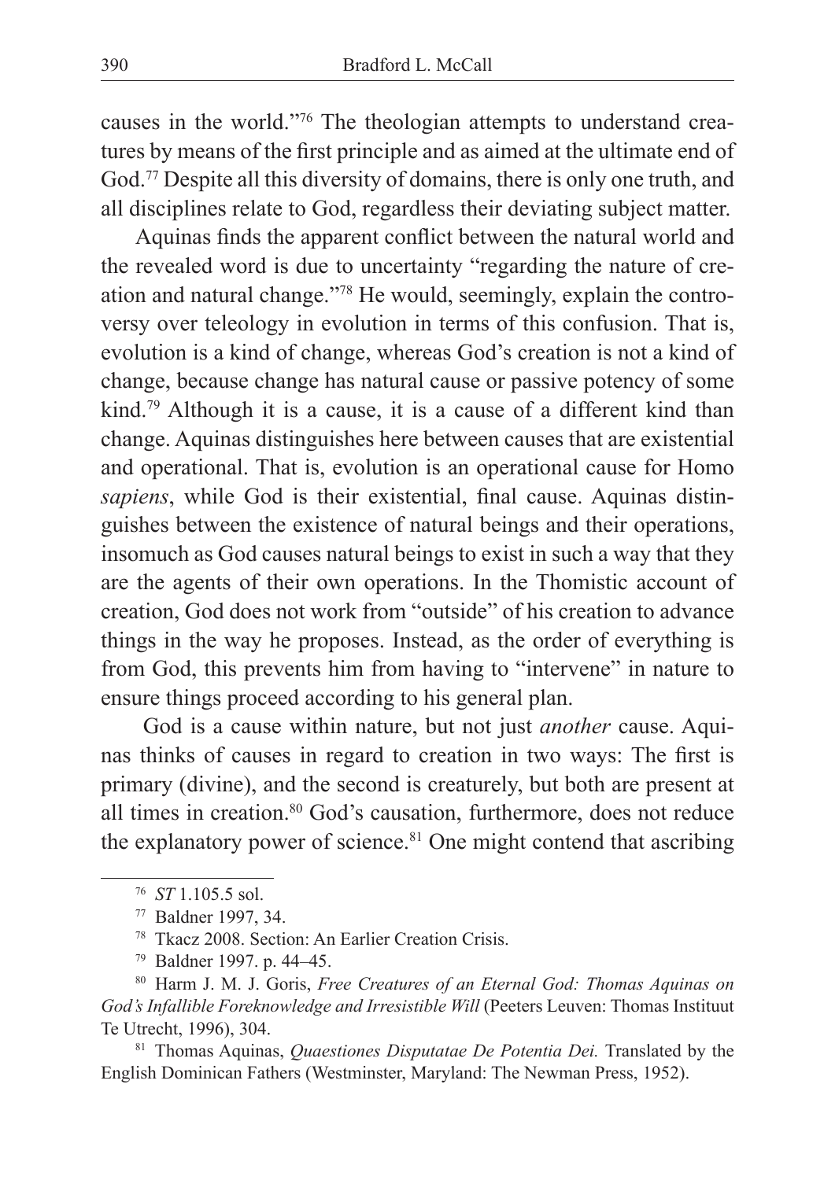causes in the world."[76] The theologian attempts to understand creatures by means of the first principle and as aimed at the ultimate end of God.[77] Despite all this diversity of domains, there is only one truth, and all disciplines relate to God, regardless their deviating subject matter.

Aquinas finds the apparent conflict between the natural world and the revealed word is due to uncertainty "regarding the nature of creation and natural change."[78] He would, seemingly, explain the controversy over teleology in evolution in terms of this confusion. That is, evolution is a kind of change, whereas God's creation is not a kind of change, because change has natural cause or passive potency of some kind.[79] Although it is a cause, it is a cause of a different kind than change. Aquinas distinguishes here between causes that are existential and operational. That is, evolution is an operational cause for Homo *sapiens*, while God is their existential, final cause. Aquinas distinguishes between the existence of natural beings and their operations, insomuch as God causes natural beings to exist in such a way that they are the agents of their own operations. In the Thomistic account of creation, God does not work from "outside" of his creation to advance things in the way he proposes. Instead, as the order of everything is from God, this prevents him from having to "intervene" in nature to ensure things proceed according to his general plan.

God is a cause within nature, but not just *another* cause. Aquinas thinks of causes in regard to creation in two ways: The first is primary (divine), and the second is creaturely, but both are present at all times in creation.[80] God's causation, furthermore, does not reduce the explanatory power of science.[81] One might contend that ascribing

---

[76] *ST* 1.105.5 sol.

[77] Baldner 1997, 34.

[78] Tkacz 2008. Section: An Earlier Creation Crisis.

[79] Baldner 1997. p. 44–45.

[80] Harm J. M. J. Goris, *Free Creatures of an Eternal God: Thomas Aquinas on God's Infallible Foreknowledge and Irresistible Will* (Peeters Leuven: Thomas Instituut Te Utrecht, 1996), 304.

[81] Thomas Aquinas, *Quaestiones Disputatae De Potentia Dei.* Translated by the English Dominican Fathers (Westminster, Maryland: The Newman Press, 1952).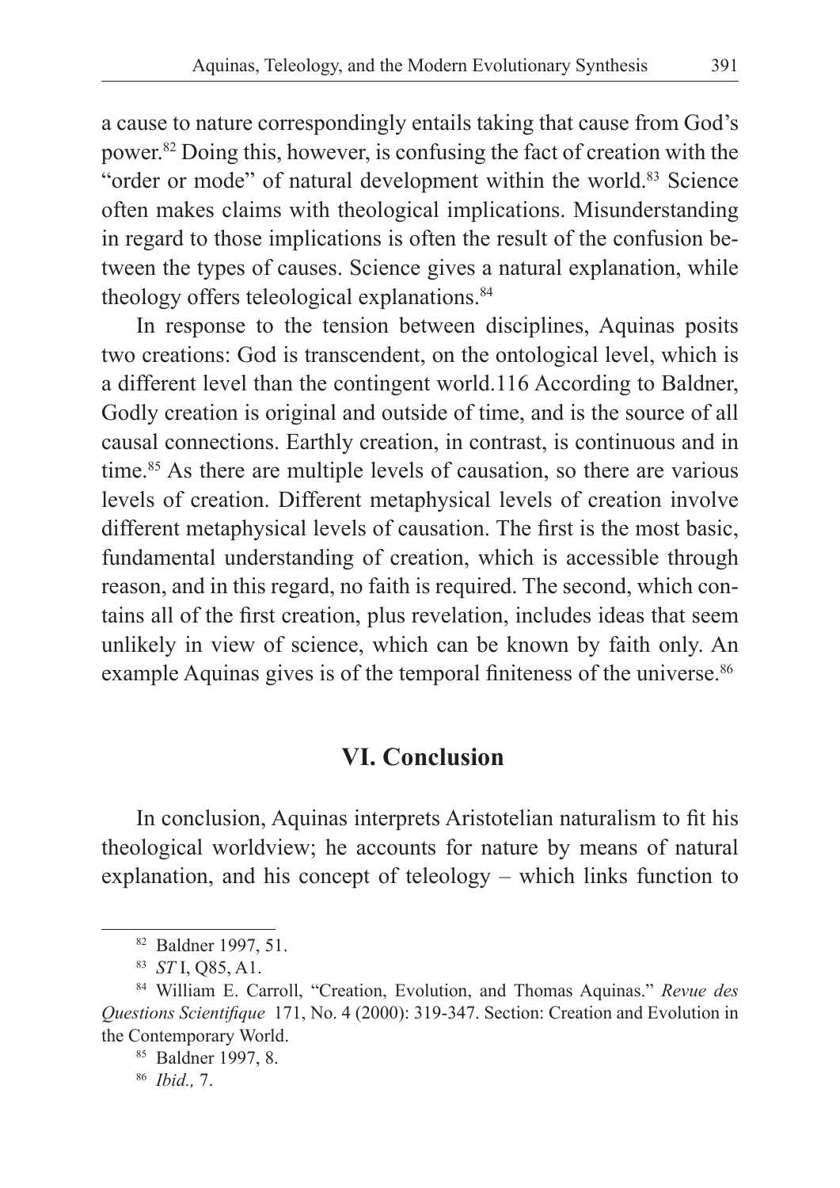a cause to nature correspondingly entails taking that cause from God's power.[82] Doing this, however, is confusing the fact of creation with the "order or mode" of natural development within the world.[83] Science often makes claims with theological implications. Misunderstanding in regard to those implications is often the result of the confusion between the types of causes. Science gives a natural explanation, while theology offers teleological explanations.[84]

In response to the tension between disciplines, Aquinas posits two creations: God is transcendent, on the ontological level, which is a different level than the contingent world.116 According to Baldner, Godly creation is original and outside of time, and is the source of all causal connections. Earthly creation, in contrast, is continuous and in time.[85] As there are multiple levels of causation, so there are various levels of creation. Different metaphysical levels of creation involve different metaphysical levels of causation. The first is the most basic, fundamental understanding of creation, which is accessible through reason, and in this regard, no faith is required. The second, which contains all of the first creation, plus revelation, includes ideas that seem unlikely in view of science, which can be known by faith only. An example Aquinas gives is of the temporal finiteness of the universe.[86]

## VI. Conclusion

In conclusion, Aquinas interprets Aristotelian naturalism to fit his theological worldview; he accounts for nature by means of natural explanation, and his concept of teleology – which links function to

---

[82] Baldner 1997, 51.

[83] *ST* I, Q85, A1.

[84] William E. Carroll, "Creation, Evolution, and Thomas Aquinas." *Revue des Questions Scientifique* 171, No. 4 (2000): 319-347. Section: Creation and Evolution in the Contemporary World.

[85] Baldner 1997, 8.

[86] *Ibid.,* 7.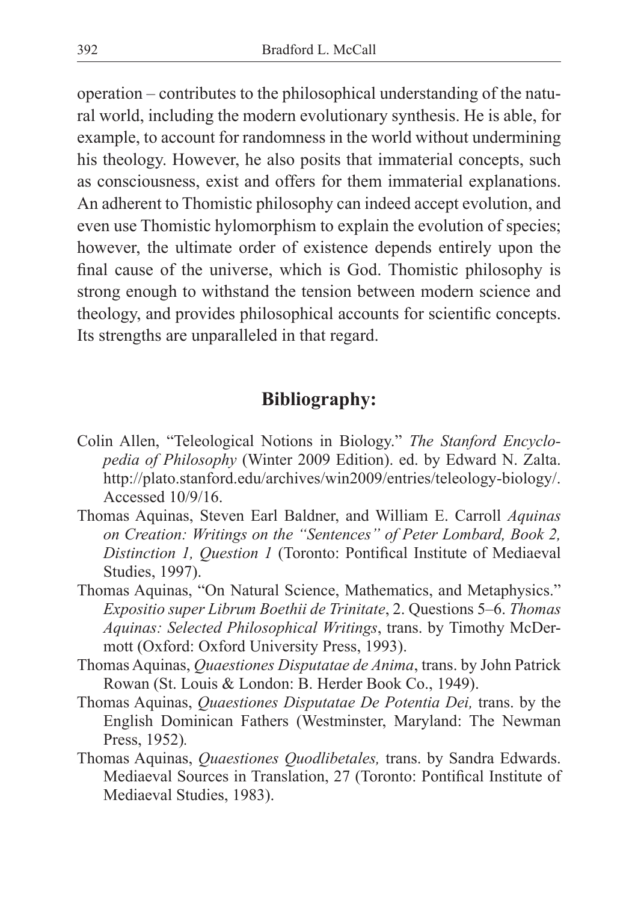operation – contributes to the philosophical understanding of the natural world, including the modern evolutionary synthesis. He is able, for example, to account for randomness in the world without undermining his theology. However, he also posits that immaterial concepts, such as consciousness, exist and offers for them immaterial explanations. An adherent to Thomistic philosophy can indeed accept evolution, and even use Thomistic hylomorphism to explain the evolution of species; however, the ultimate order of existence depends entirely upon the final cause of the universe, which is God. Thomistic philosophy is strong enough to withstand the tension between modern science and theology, and provides philosophical accounts for scientific concepts. Its strengths are unparalleled in that regard.

## Bibliography:

Colin Allen, "Teleological Notions in Biology." *The Stanford Encyclopedia of Philosophy* (Winter 2009 Edition). ed. by Edward N. Zalta. http://plato.stanford.edu/archives/win2009/entries/teleology-biology/. Accessed 10/9/16.

Thomas Aquinas, Steven Earl Baldner, and William E. Carroll *Aquinas on Creation: Writings on the "Sentences" of Peter Lombard, Book 2, Distinction 1, Question 1* (Toronto: Pontifical Institute of Mediaeval Studies, 1997).

Thomas Aquinas, "On Natural Science, Mathematics, and Metaphysics." *Expositio super Librum Boethii de Trinitate*, 2. Questions 5–6. *Thomas Aquinas: Selected Philosophical Writings*, trans. by Timothy McDermott (Oxford: Oxford University Press, 1993).

Thomas Aquinas, *Quaestiones Disputatae de Anima*, trans. by John Patrick Rowan (St. Louis & London: B. Herder Book Co., 1949).

Thomas Aquinas, *Quaestiones Disputatae De Potentia Dei,* trans. by the English Dominican Fathers (Westminster, Maryland: The Newman Press, 1952).

Thomas Aquinas, *Quaestiones Quodlibetales,* trans. by Sandra Edwards. Mediaeval Sources in Translation, 27 (Toronto: Pontifical Institute of Mediaeval Studies, 1983).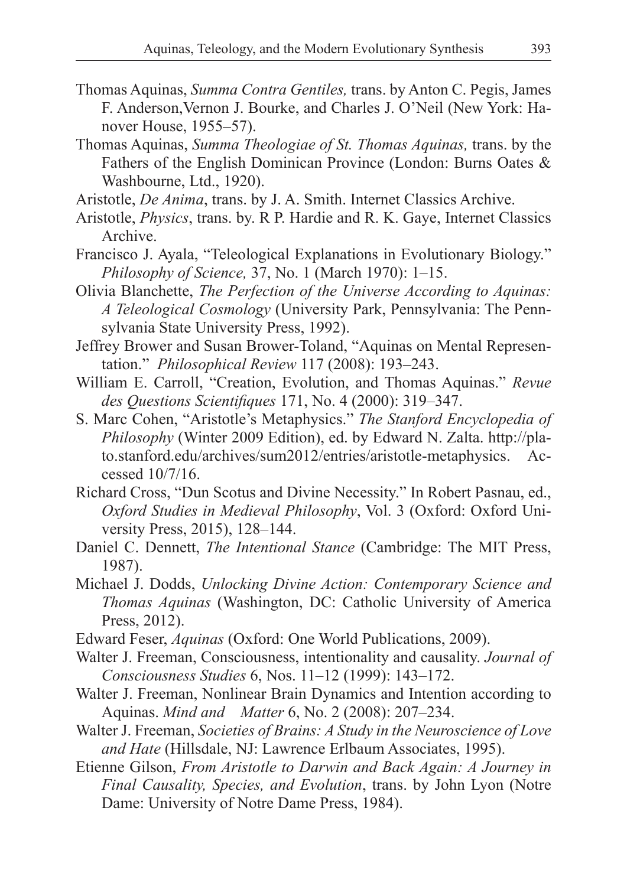Thomas Aquinas, *Summa Contra Gentiles,* trans. by Anton C. Pegis, James F. Anderson,Vernon J. Bourke, and Charles J. O'Neil (New York: Hanover House, 1955–57).

Thomas Aquinas, *Summa Theologiae of St. Thomas Aquinas,* trans. by the Fathers of the English Dominican Province (London: Burns Oates & Washbourne, Ltd., 1920).

Aristotle, *De Anima*, trans. by J. A. Smith. Internet Classics Archive.

Aristotle, *Physics*, trans. by. R P. Hardie and R. K. Gaye, Internet Classics Archive.

Francisco J. Ayala, "Teleological Explanations in Evolutionary Biology." *Philosophy of Science,* 37, No. 1 (March 1970): 1–15.

Olivia Blanchette, *The Perfection of the Universe According to Aquinas: A Teleological Cosmology* (University Park, Pennsylvania: The Pennsylvania State University Press, 1992).

Jeffrey Brower and Susan Brower-Toland, "Aquinas on Mental Representation." *Philosophical Review* 117 (2008): 193–243.

William E. Carroll, "Creation, Evolution, and Thomas Aquinas." *Revue des Questions Scientifiques* 171, No. 4 (2000): 319–347.

S. Marc Cohen, "Aristotle's Metaphysics." *The Stanford Encyclopedia of Philosophy* (Winter 2009 Edition), ed. by Edward N. Zalta. http://plato.stanford.edu/archives/sum2012/entries/aristotle-metaphysics. Accessed 10/7/16.

Richard Cross, "Dun Scotus and Divine Necessity." In Robert Pasnau, ed., *Oxford Studies in Medieval Philosophy*, Vol. 3 (Oxford: Oxford University Press, 2015), 128–144.

Daniel C. Dennett, *The Intentional Stance* (Cambridge: The MIT Press, 1987).

Michael J. Dodds, *Unlocking Divine Action: Contemporary Science and Thomas Aquinas* (Washington, DC: Catholic University of America Press, 2012).

Edward Feser, *Aquinas* (Oxford: One World Publications, 2009).

Walter J. Freeman, Consciousness, intentionality and causality. *Journal of Consciousness Studies* 6, Nos. 11–12 (1999): 143–172.

Walter J. Freeman, Nonlinear Brain Dynamics and Intention according to Aquinas. *Mind and Matter* 6, No. 2 (2008): 207–234.

Walter J. Freeman, *Societies of Brains: A Study in the Neuroscience of Love and Hate* (Hillsdale, NJ: Lawrence Erlbaum Associates, 1995).

Etienne Gilson, *From Aristotle to Darwin and Back Again: A Journey in Final Causality, Species, and Evolution*, trans. by John Lyon (Notre Dame: University of Notre Dame Press, 1984).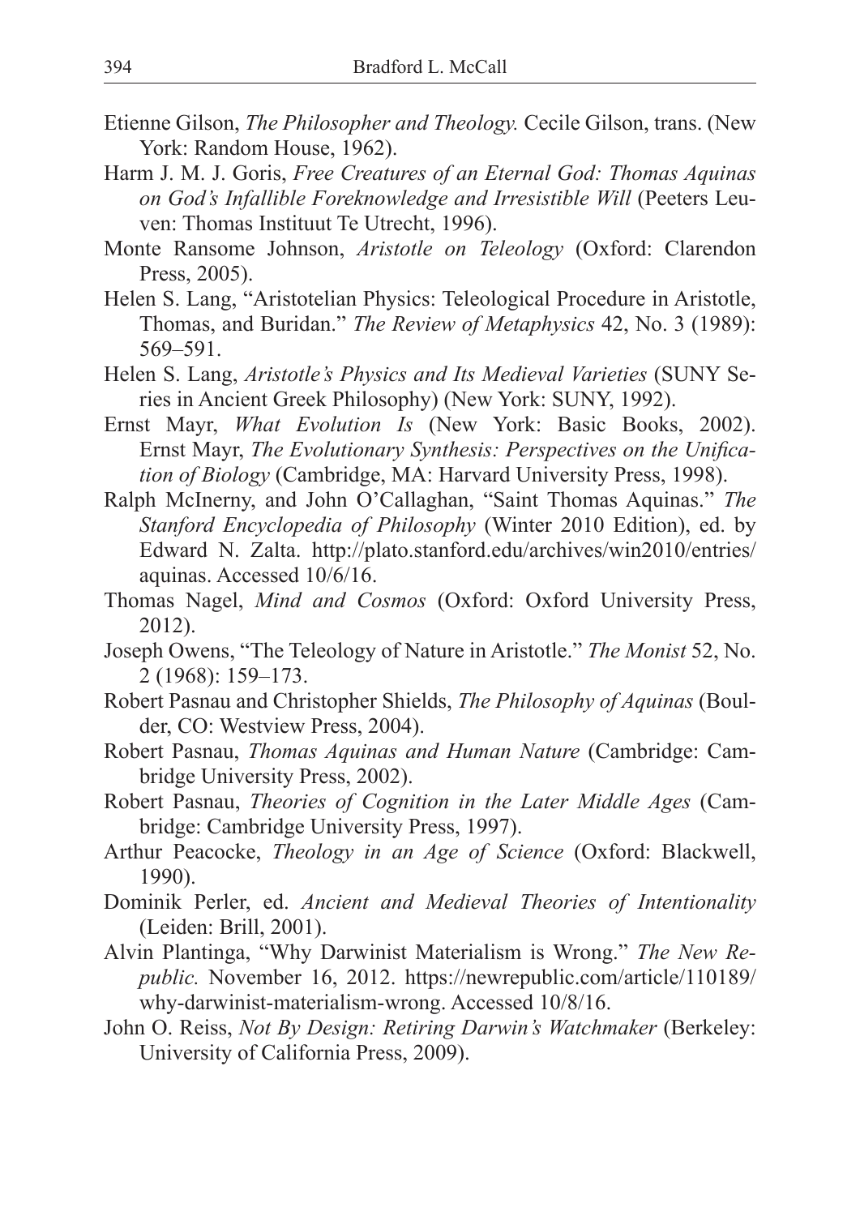Etienne Gilson, *The Philosopher and Theology.* Cecile Gilson, trans. (New York: Random House, 1962).

Harm J. M. J. Goris, *Free Creatures of an Eternal God: Thomas Aquinas on God's Infallible Foreknowledge and Irresistible Will* (Peeters Leuven: Thomas Instituut Te Utrecht, 1996).

Monte Ransome Johnson, *Aristotle on Teleology* (Oxford: Clarendon Press, 2005).

Helen S. Lang, "Aristotelian Physics: Teleological Procedure in Aristotle, Thomas, and Buridan." *The Review of Metaphysics* 42, No. 3 (1989): 569–591.

Helen S. Lang, *Aristotle's Physics and Its Medieval Varieties* (SUNY Series in Ancient Greek Philosophy) (New York: SUNY, 1992).

Ernst Mayr, *What Evolution Is* (New York: Basic Books, 2002). Ernst Mayr, *The Evolutionary Synthesis: Perspectives on the Unification of Biology* (Cambridge, MA: Harvard University Press, 1998).

Ralph McInerny, and John O'Callaghan, "Saint Thomas Aquinas." *The Stanford Encyclopedia of Philosophy* (Winter 2010 Edition), ed. by Edward N. Zalta. http://plato.stanford.edu/archives/win2010/entries/aquinas. Accessed 10/6/16.

Thomas Nagel, *Mind and Cosmos* (Oxford: Oxford University Press, 2012).

Joseph Owens, "The Teleology of Nature in Aristotle." *The Monist* 52, No. 2 (1968): 159–173.

Robert Pasnau and Christopher Shields, *The Philosophy of Aquinas* (Boulder, CO: Westview Press, 2004).

Robert Pasnau, *Thomas Aquinas and Human Nature* (Cambridge: Cambridge University Press, 2002).

Robert Pasnau, *Theories of Cognition in the Later Middle Ages* (Cambridge: Cambridge University Press, 1997).

Arthur Peacocke, *Theology in an Age of Science* (Oxford: Blackwell, 1990).

Dominik Perler, ed. *Ancient and Medieval Theories of Intentionality* (Leiden: Brill, 2001).

Alvin Plantinga, "Why Darwinist Materialism is Wrong." *The New Republic.* November 16, 2012. https://newrepublic.com/article/110189/why-darwinist-materialism-wrong. Accessed 10/8/16.

John O. Reiss, *Not By Design: Retiring Darwin's Watchmaker* (Berkeley: University of California Press, 2009).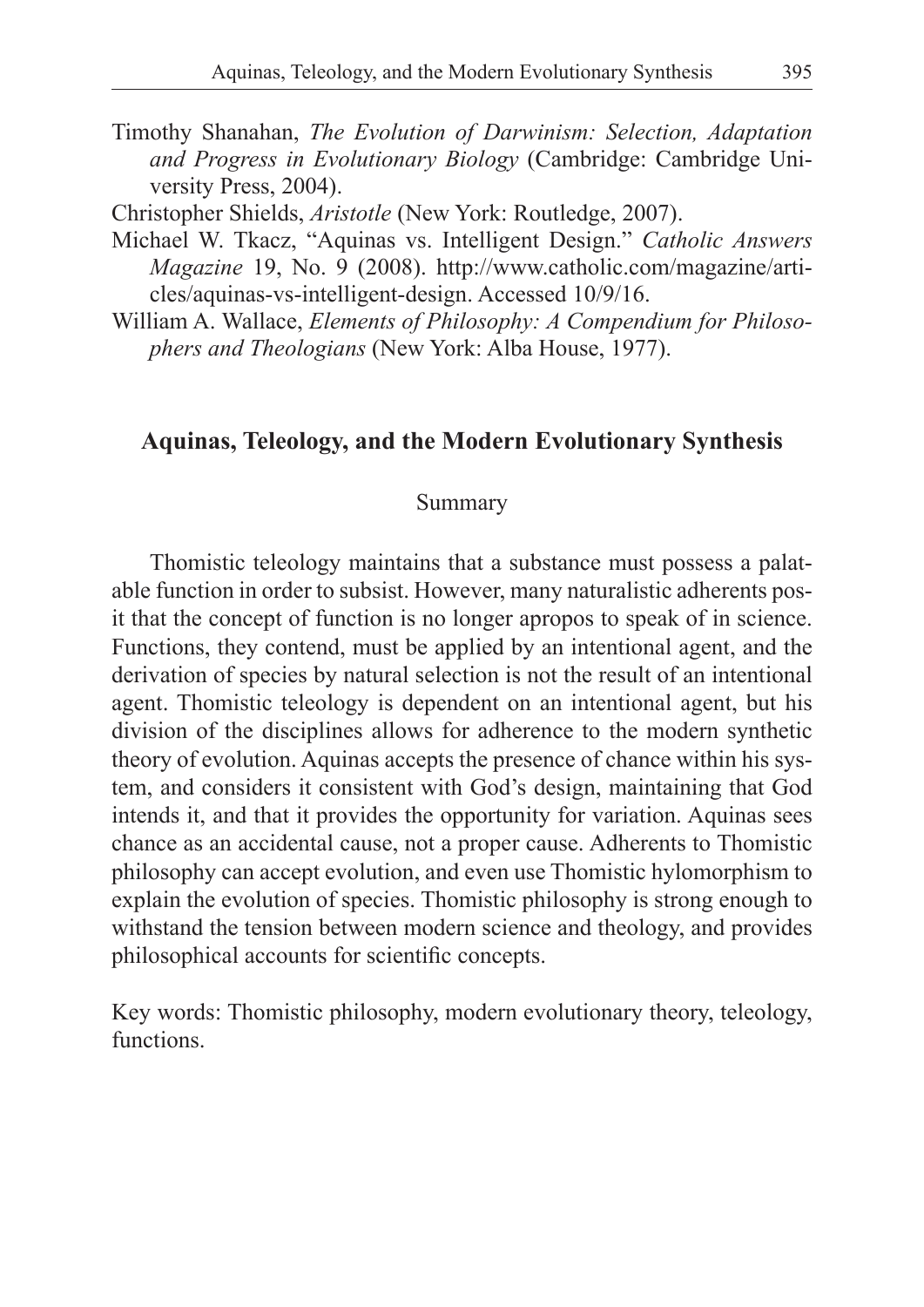Timothy Shanahan, *The Evolution of Darwinism: Selection, Adaptation and Progress in Evolutionary Biology* (Cambridge: Cambridge University Press, 2004).

Christopher Shields, *Aristotle* (New York: Routledge, 2007).

Michael W. Tkacz, "Aquinas vs. Intelligent Design." *Catholic Answers Magazine* 19, No. 9 (2008). http://www.catholic.com/magazine/articles/aquinas-vs-intelligent-design. Accessed 10/9/16.

William A. Wallace, *Elements of Philosophy: A Compendium for Philosophers and Theologians* (New York: Alba House, 1977).

## Aquinas, Teleology, and the Modern Evolutionary Synthesis

### Summary

Thomistic teleology maintains that a substance must possess a palatable function in order to subsist. However, many naturalistic adherents posit that the concept of function is no longer apropos to speak of in science. Functions, they contend, must be applied by an intentional agent, and the derivation of species by natural selection is not the result of an intentional agent. Thomistic teleology is dependent on an intentional agent, but his division of the disciplines allows for adherence to the modern synthetic theory of evolution. Aquinas accepts the presence of chance within his system, and considers it consistent with God's design, maintaining that God intends it, and that it provides the opportunity for variation. Aquinas sees chance as an accidental cause, not a proper cause. Adherents to Thomistic philosophy can accept evolution, and even use Thomistic hylomorphism to explain the evolution of species. Thomistic philosophy is strong enough to withstand the tension between modern science and theology, and provides philosophical accounts for scientific concepts.

Key words: Thomistic philosophy, modern evolutionary theory, teleology, functions.